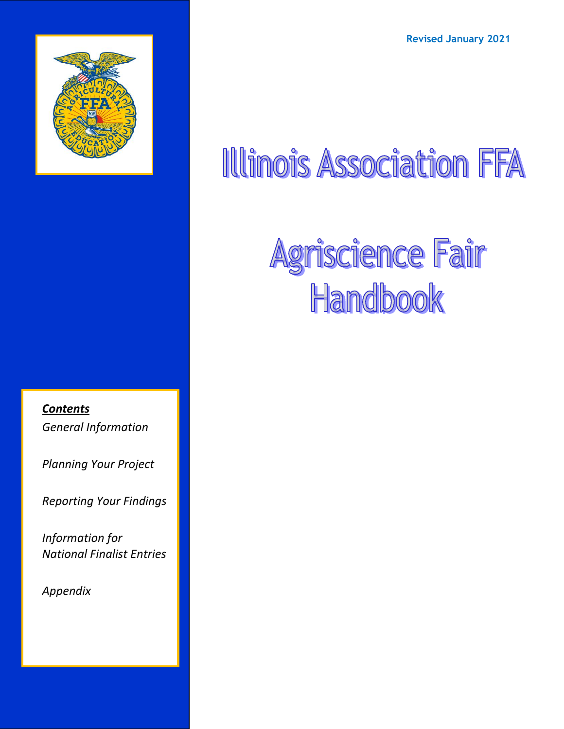Revised January 2021

# Illinois Association FFA

# Agriscience Fair Handbook

***Contents***

*General Information*

*Planning Your Project*

*Reporting Your Findings*

*Information for National Finalist Entries*

*Appendix*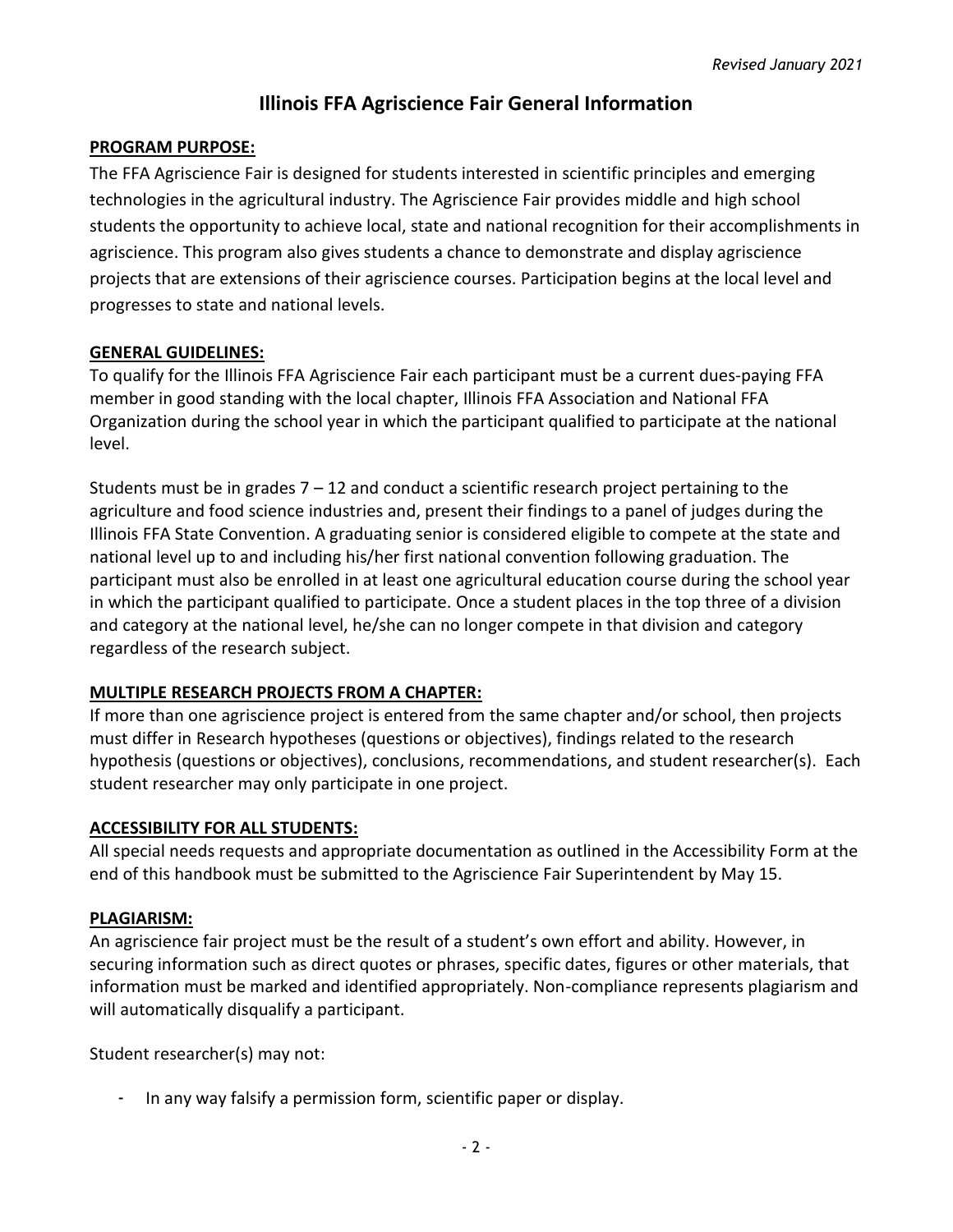*Revised January 2021*

# Illinois FFA Agriscience Fair General Information

## PROGRAM PURPOSE:

The FFA Agriscience Fair is designed for students interested in scientific principles and emerging technologies in the agricultural industry. The Agriscience Fair provides middle and high school students the opportunity to achieve local, state and national recognition for their accomplishments in agriscience. This program also gives students a chance to demonstrate and display agriscience projects that are extensions of their agriscience courses. Participation begins at the local level and progresses to state and national levels.

## GENERAL GUIDELINES:

To qualify for the Illinois FFA Agriscience Fair each participant must be a current dues-paying FFA member in good standing with the local chapter, Illinois FFA Association and National FFA Organization during the school year in which the participant qualified to participate at the national level.

Students must be in grades 7 – 12 and conduct a scientific research project pertaining to the agriculture and food science industries and, present their findings to a panel of judges during the Illinois FFA State Convention. A graduating senior is considered eligible to compete at the state and national level up to and including his/her first national convention following graduation. The participant must also be enrolled in at least one agricultural education course during the school year in which the participant qualified to participate. Once a student places in the top three of a division and category at the national level, he/she can no longer compete in that division and category regardless of the research subject.

## MULTIPLE RESEARCH PROJECTS FROM A CHAPTER:

If more than one agriscience project is entered from the same chapter and/or school, then projects must differ in Research hypotheses (questions or objectives), findings related to the research hypothesis (questions or objectives), conclusions, recommendations, and student researcher(s). Each student researcher may only participate in one project.

## ACCESSIBILITY FOR ALL STUDENTS:

All special needs requests and appropriate documentation as outlined in the Accessibility Form at the end of this handbook must be submitted to the Agriscience Fair Superintendent by May 15.

## PLAGIARISM:

An agriscience fair project must be the result of a student's own effort and ability. However, in securing information such as direct quotes or phrases, specific dates, figures or other materials, that information must be marked and identified appropriately. Non-compliance represents plagiarism and will automatically disqualify a participant.

Student researcher(s) may not:

- In any way falsify a permission form, scientific paper or display.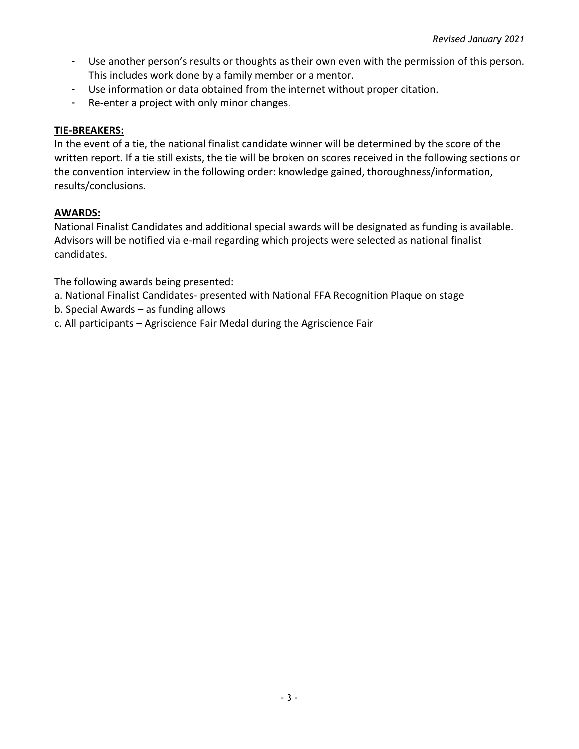- Use another person's results or thoughts as their own even with the permission of this person. This includes work done by a family member or a mentor.
- Use information or data obtained from the internet without proper citation.
- Re-enter a project with only minor changes.

**TIE-BREAKERS:**

In the event of a tie, the national finalist candidate winner will be determined by the score of the written report. If a tie still exists, the tie will be broken on scores received in the following sections or the convention interview in the following order: knowledge gained, thoroughness/information, results/conclusions.

**AWARDS:**

National Finalist Candidates and additional special awards will be designated as funding is available. Advisors will be notified via e-mail regarding which projects were selected as national finalist candidates.

The following awards being presented:

a. National Finalist Candidates- presented with National FFA Recognition Plaque on stage
b. Special Awards – as funding allows
c. All participants – Agriscience Fair Medal during the Agriscience Fair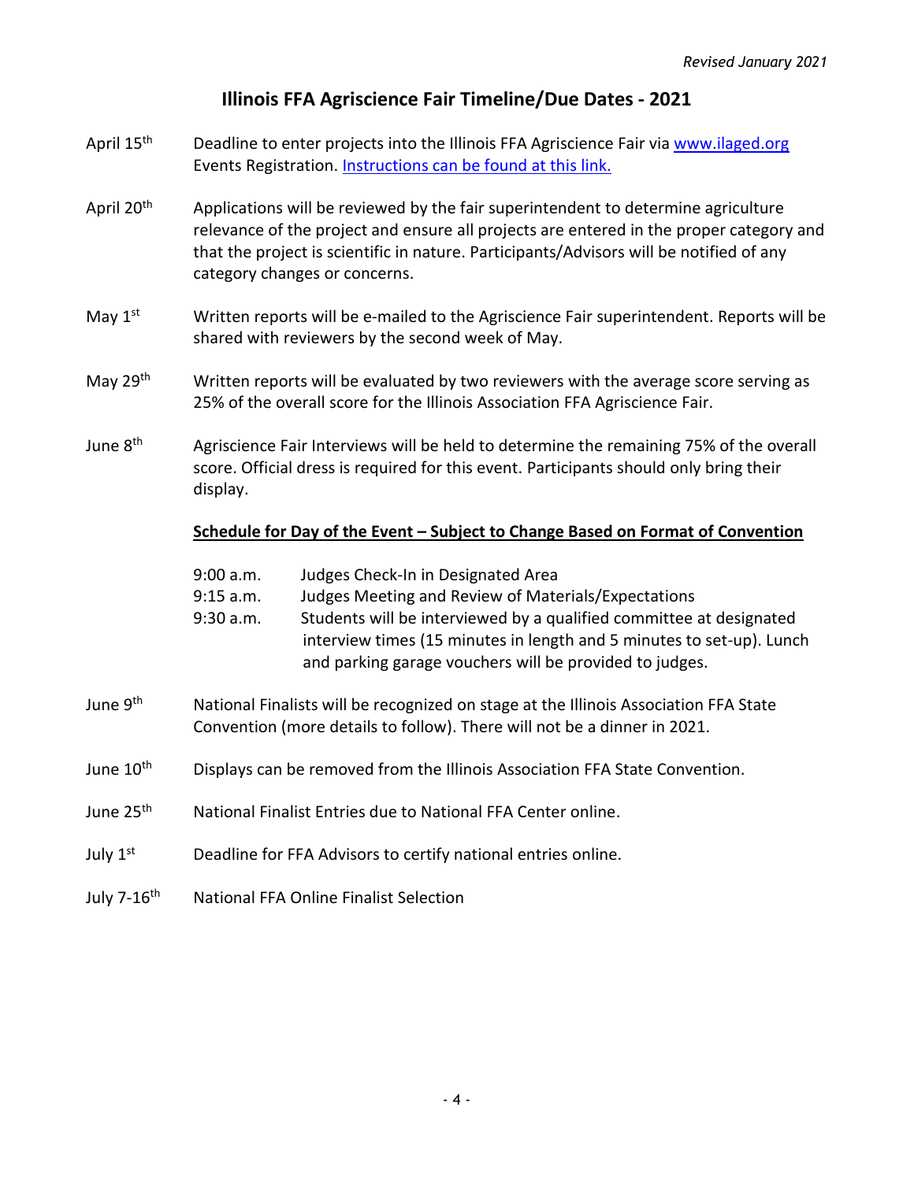*Revised January 2021*

# Illinois FFA Agriscience Fair Timeline/Due Dates - 2021

**April 15th** Deadline to enter projects into the Illinois FFA Agriscience Fair via [www.ilaged.org](www.ilaged.org) Events Registration. Instructions can be found at this link.

**April 20th** Applications will be reviewed by the fair superintendent to determine agriculture relevance of the project and ensure all projects are entered in the proper category and that the project is scientific in nature. Participants/Advisors will be notified of any category changes or concerns.

**May 1st** Written reports will be e-mailed to the Agriscience Fair superintendent. Reports will be shared with reviewers by the second week of May.

**May 29th** Written reports will be evaluated by two reviewers with the average score serving as 25% of the overall score for the Illinois Association FFA Agriscience Fair.

**June 8th** Agriscience Fair Interviews will be held to determine the remaining 75% of the overall score. Official dress is required for this event. Participants should only bring their display.

**Schedule for Day of the Event – Subject to Change Based on Format of Convention**

| | |
|---|---|
| 9:00 a.m. | Judges Check-In in Designated Area |
| 9:15 a.m. | Judges Meeting and Review of Materials/Expectations |
| 9:30 a.m. | Students will be interviewed by a qualified committee at designated interview times (15 minutes in length and 5 minutes to set-up). Lunch and parking garage vouchers will be provided to judges. |

**June 9th** National Finalists will be recognized on stage at the Illinois Association FFA State Convention (more details to follow). There will not be a dinner in 2021.

**June 10th** Displays can be removed from the Illinois Association FFA State Convention.

**June 25th** National Finalist Entries due to National FFA Center online.

**July 1st** Deadline for FFA Advisors to certify national entries online.

**July 7-16th** National FFA Online Finalist Selection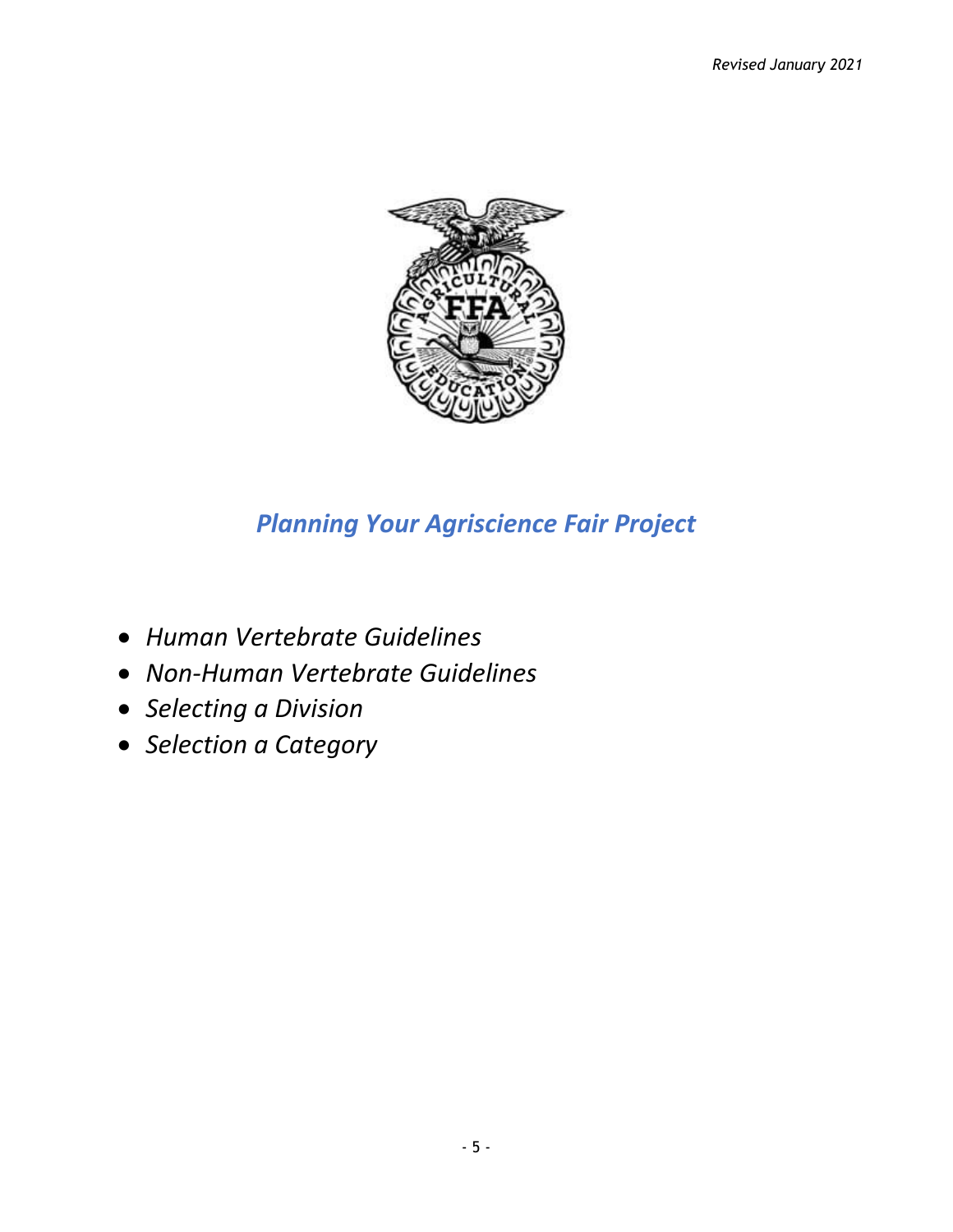*Revised January 2021*

# *Planning Your Agriscience Fair Project*

- *Human Vertebrate Guidelines*
- *Non-Human Vertebrate Guidelines*
- *Selecting a Division*
- *Selection a Category*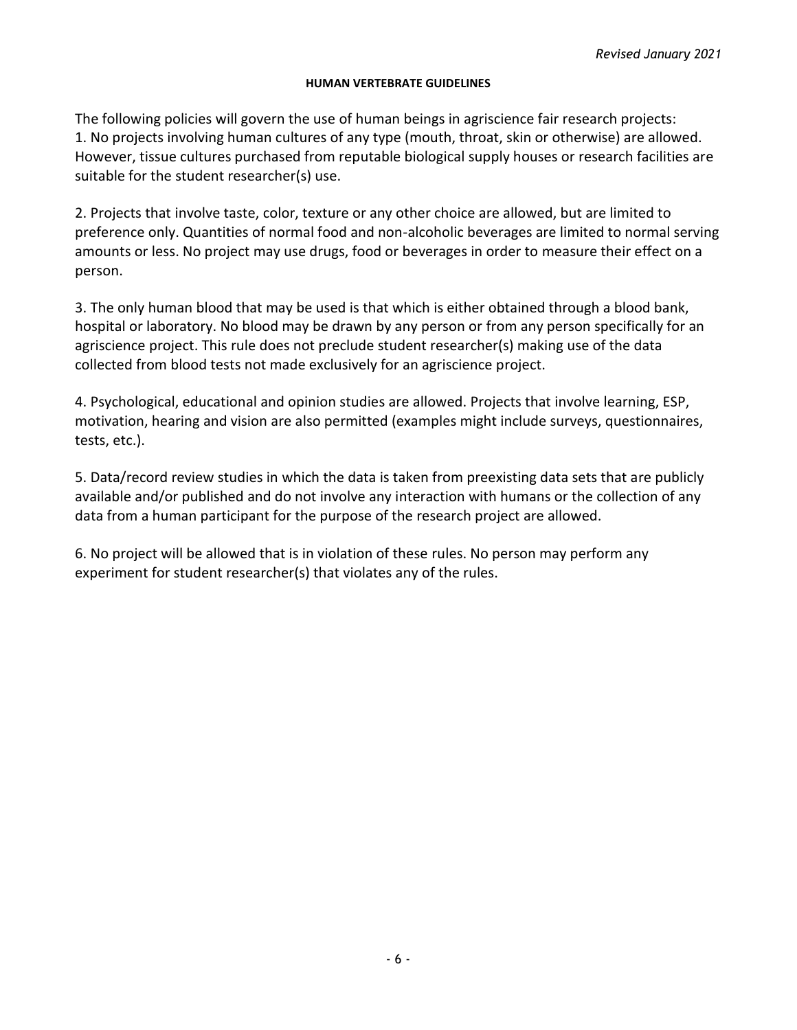*Revised January 2021*

## HUMAN VERTEBRATE GUIDELINES

The following policies will govern the use of human beings in agriscience fair research projects:

1. No projects involving human cultures of any type (mouth, throat, skin or otherwise) are allowed. However, tissue cultures purchased from reputable biological supply houses or research facilities are suitable for the student researcher(s) use.

2. Projects that involve taste, color, texture or any other choice are allowed, but are limited to preference only. Quantities of normal food and non-alcoholic beverages are limited to normal serving amounts or less. No project may use drugs, food or beverages in order to measure their effect on a person.

3. The only human blood that may be used is that which is either obtained through a blood bank, hospital or laboratory. No blood may be drawn by any person or from any person specifically for an agriscience project. This rule does not preclude student researcher(s) making use of the data collected from blood tests not made exclusively for an agriscience project.

4. Psychological, educational and opinion studies are allowed. Projects that involve learning, ESP, motivation, hearing and vision are also permitted (examples might include surveys, questionnaires, tests, etc.).

5. Data/record review studies in which the data is taken from preexisting data sets that are publicly available and/or published and do not involve any interaction with humans or the collection of any data from a human participant for the purpose of the research project are allowed.

6. No project will be allowed that is in violation of these rules. No person may perform any experiment for student researcher(s) that violates any of the rules.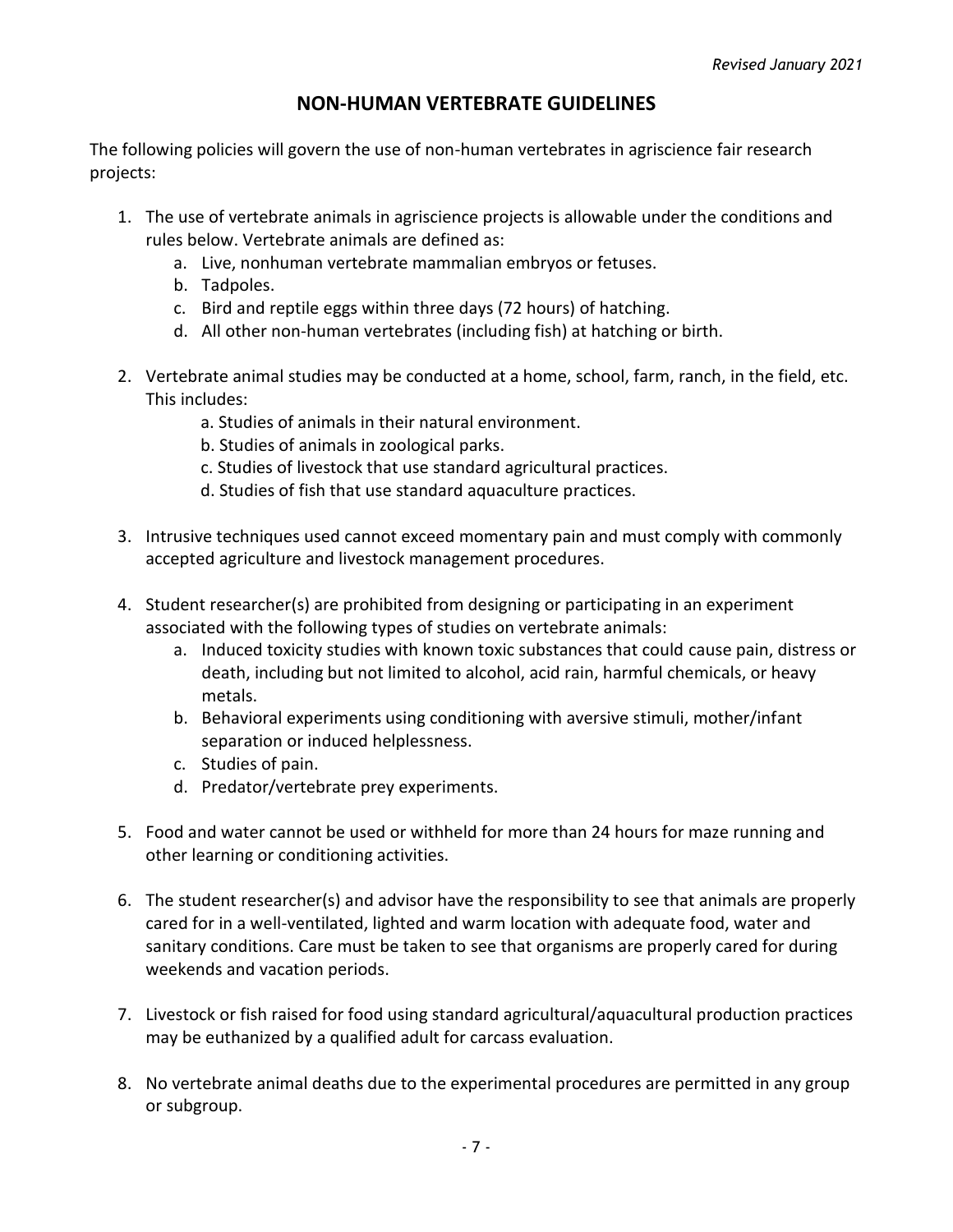*Revised January 2021*

## NON-HUMAN VERTEBRATE GUIDELINES

The following policies will govern the use of non-human vertebrates in agriscience fair research projects:

1. The use of vertebrate animals in agriscience projects is allowable under the conditions and rules below. Vertebrate animals are defined as:
   a. Live, nonhuman vertebrate mammalian embryos or fetuses.
   b. Tadpoles.
   c. Bird and reptile eggs within three days (72 hours) of hatching.
   d. All other non-human vertebrates (including fish) at hatching or birth.

2. Vertebrate animal studies may be conducted at a home, school, farm, ranch, in the field, etc. This includes:
   a. Studies of animals in their natural environment.
   b. Studies of animals in zoological parks.
   c. Studies of livestock that use standard agricultural practices.
   d. Studies of fish that use standard aquaculture practices.

3. Intrusive techniques used cannot exceed momentary pain and must comply with commonly accepted agriculture and livestock management procedures.

4. Student researcher(s) are prohibited from designing or participating in an experiment associated with the following types of studies on vertebrate animals:
   a. Induced toxicity studies with known toxic substances that could cause pain, distress or death, including but not limited to alcohol, acid rain, harmful chemicals, or heavy metals.
   b. Behavioral experiments using conditioning with aversive stimuli, mother/infant separation or induced helplessness.
   c. Studies of pain.
   d. Predator/vertebrate prey experiments.

5. Food and water cannot be used or withheld for more than 24 hours for maze running and other learning or conditioning activities.

6. The student researcher(s) and advisor have the responsibility to see that animals are properly cared for in a well-ventilated, lighted and warm location with adequate food, water and sanitary conditions. Care must be taken to see that organisms are properly cared for during weekends and vacation periods.

7. Livestock or fish raised for food using standard agricultural/aquacultural production practices may be euthanized by a qualified adult for carcass evaluation.

8. No vertebrate animal deaths due to the experimental procedures are permitted in any group or subgroup.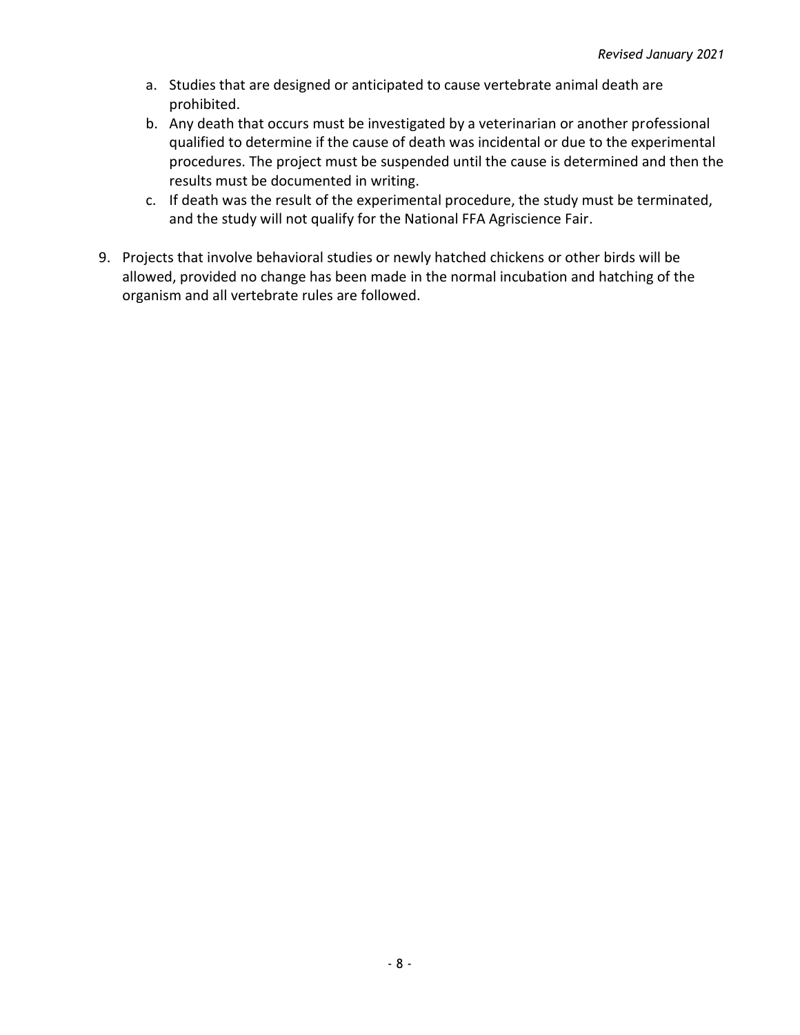a. Studies that are designed or anticipated to cause vertebrate animal death are prohibited.
b. Any death that occurs must be investigated by a veterinarian or another professional qualified to determine if the cause of death was incidental or due to the experimental procedures. The project must be suspended until the cause is determined and then the results must be documented in writing.
c. If death was the result of the experimental procedure, the study must be terminated, and the study will not qualify for the National FFA Agriscience Fair.

9. Projects that involve behavioral studies or newly hatched chickens or other birds will be allowed, provided no change has been made in the normal incubation and hatching of the organism and all vertebrate rules are followed.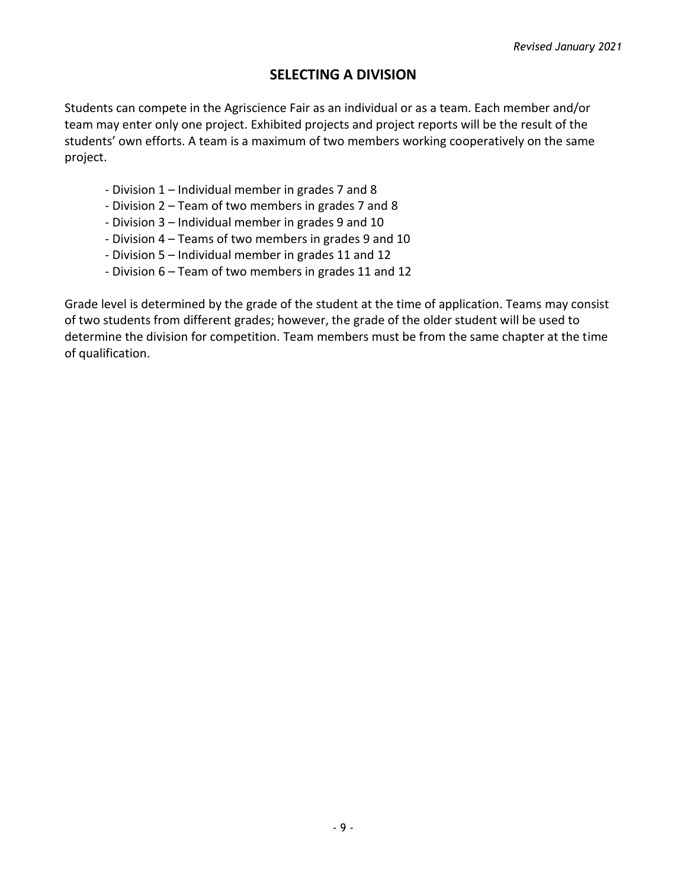## SELECTING A DIVISION

Students can compete in the Agriscience Fair as an individual or as a team. Each member and/or team may enter only one project. Exhibited projects and project reports will be the result of the students' own efforts. A team is a maximum of two members working cooperatively on the same project.

- Division 1 – Individual member in grades 7 and 8
- Division 2 – Team of two members in grades 7 and 8
- Division 3 – Individual member in grades 9 and 10
- Division 4 – Teams of two members in grades 9 and 10
- Division 5 – Individual member in grades 11 and 12
- Division 6 – Team of two members in grades 11 and 12

Grade level is determined by the grade of the student at the time of application. Teams may consist of two students from different grades; however, the grade of the older student will be used to determine the division for competition. Team members must be from the same chapter at the time of qualification.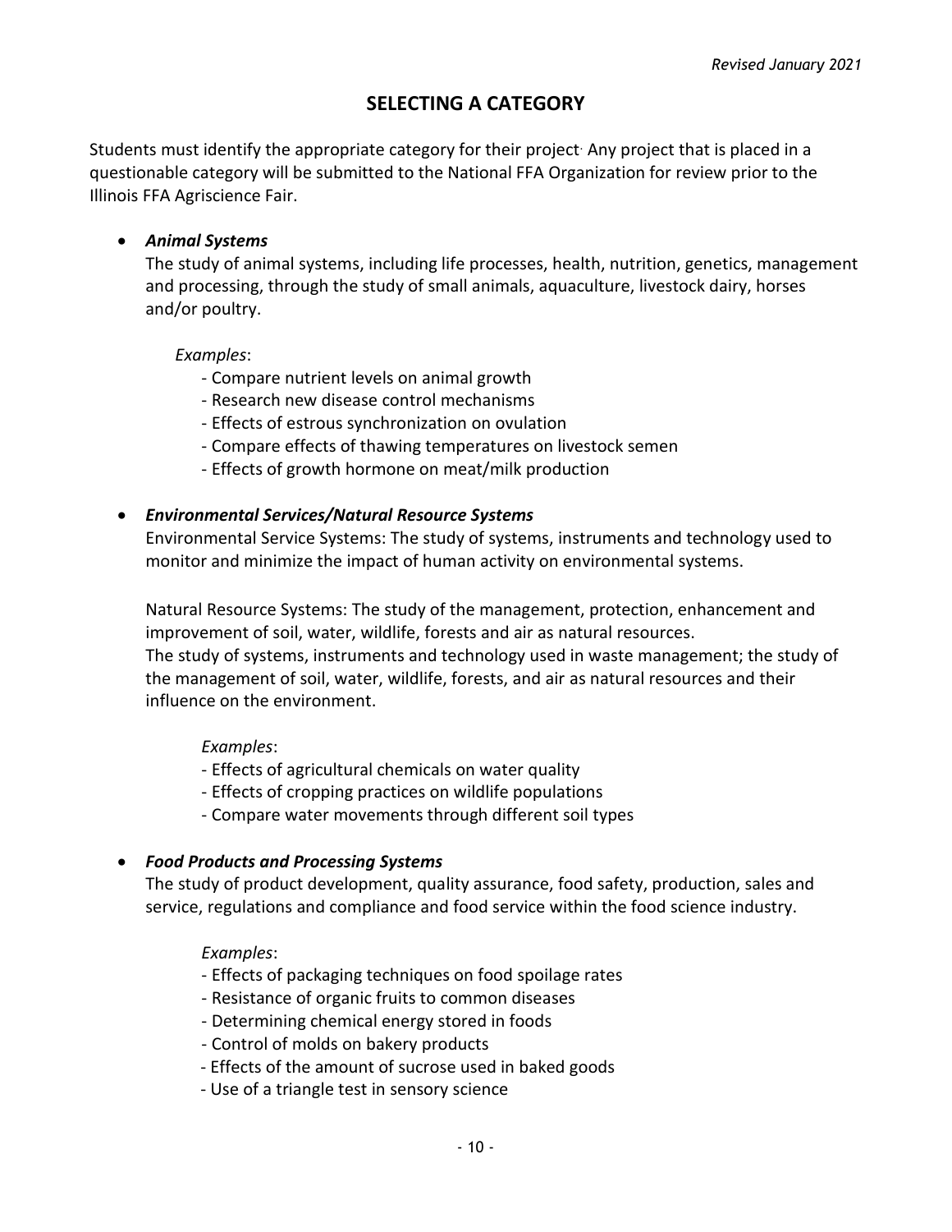## SELECTING A CATEGORY

Students must identify the appropriate category for their project. Any project that is placed in a questionable category will be submitted to the National FFA Organization for review prior to the Illinois FFA Agriscience Fair.

- ***Animal Systems***
  The study of animal systems, including life processes, health, nutrition, genetics, management and processing, through the study of small animals, aquaculture, livestock dairy, horses and/or poultry.

  *Examples*:
  - Compare nutrient levels on animal growth
  - Research new disease control mechanisms
  - Effects of estrous synchronization on ovulation
  - Compare effects of thawing temperatures on livestock semen
  - Effects of growth hormone on meat/milk production

- ***Environmental Services/Natural Resource Systems***
  Environmental Service Systems: The study of systems, instruments and technology used to monitor and minimize the impact of human activity on environmental systems.

  Natural Resource Systems: The study of the management, protection, enhancement and improvement of soil, water, wildlife, forests and air as natural resources.
  The study of systems, instruments and technology used in waste management; the study of the management of soil, water, wildlife, forests, and air as natural resources and their influence on the environment.

  *Examples*:
  - Effects of agricultural chemicals on water quality
  - Effects of cropping practices on wildlife populations
  - Compare water movements through different soil types

- ***Food Products and Processing Systems***
  The study of product development, quality assurance, food safety, production, sales and service, regulations and compliance and food service within the food science industry.

  *Examples*:
  - Effects of packaging techniques on food spoilage rates
  - Resistance of organic fruits to common diseases
  - Determining chemical energy stored in foods
  - Control of molds on bakery products
  - Effects of the amount of sucrose used in baked goods
  - Use of a triangle test in sensory science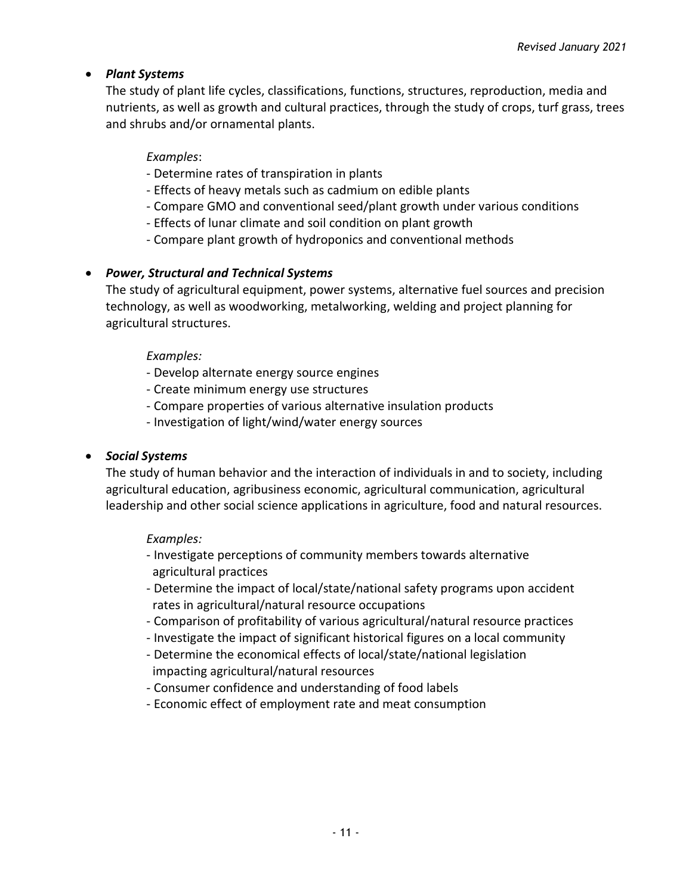- ***Plant Systems***

  The study of plant life cycles, classifications, functions, structures, reproduction, media and nutrients, as well as growth and cultural practices, through the study of crops, turf grass, trees and shrubs and/or ornamental plants.

  *Examples*:

  - Determine rates of transpiration in plants
  - Effects of heavy metals such as cadmium on edible plants
  - Compare GMO and conventional seed/plant growth under various conditions
  - Effects of lunar climate and soil condition on plant growth
  - Compare plant growth of hydroponics and conventional methods

- ***Power, Structural and Technical Systems***

  The study of agricultural equipment, power systems, alternative fuel sources and precision technology, as well as woodworking, metalworking, welding and project planning for agricultural structures.

  *Examples:*

  - Develop alternate energy source engines
  - Create minimum energy use structures
  - Compare properties of various alternative insulation products
  - Investigation of light/wind/water energy sources

- ***Social Systems***

  The study of human behavior and the interaction of individuals in and to society, including agricultural education, agribusiness economic, agricultural communication, agricultural leadership and other social science applications in agriculture, food and natural resources.

  *Examples:*

  - Investigate perceptions of community members towards alternative agricultural practices
  - Determine the impact of local/state/national safety programs upon accident rates in agricultural/natural resource occupations
  - Comparison of profitability of various agricultural/natural resource practices
  - Investigate the impact of significant historical figures on a local community
  - Determine the economical effects of local/state/national legislation impacting agricultural/natural resources
  - Consumer confidence and understanding of food labels
  - Economic effect of employment rate and meat consumption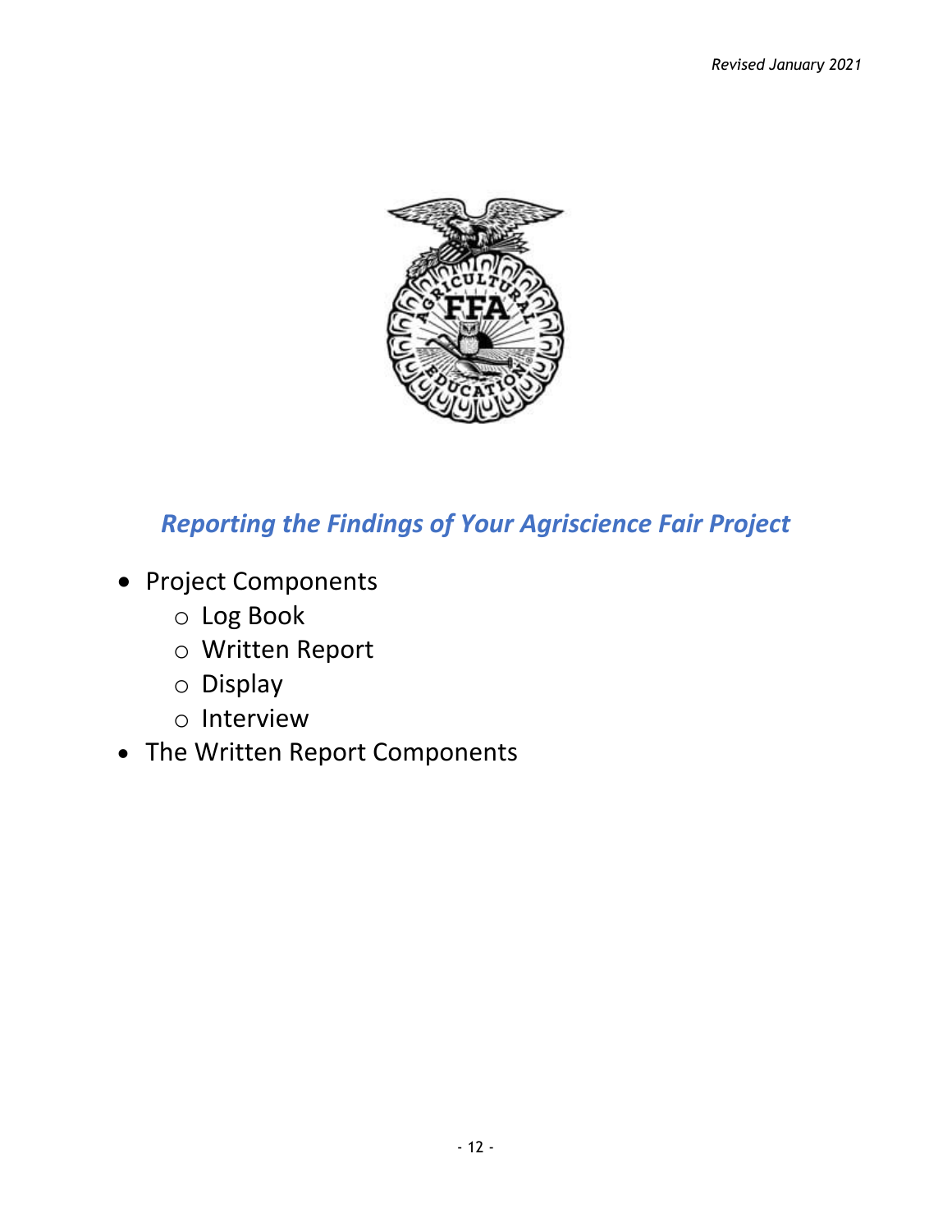## *Reporting the Findings of Your Agriscience Fair Project*

- Project Components
    - Log Book
    - Written Report
    - Display
    - Interview
- The Written Report Components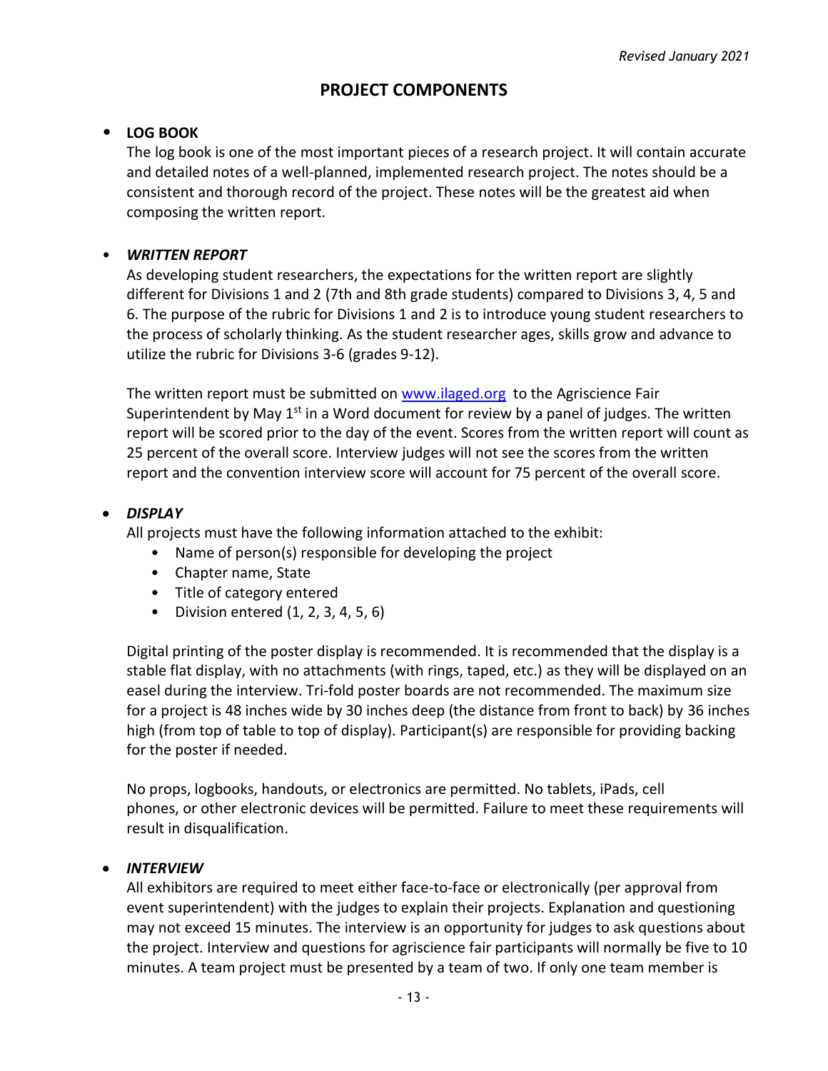## PROJECT COMPONENTS

- **LOG BOOK**

  The log book is one of the most important pieces of a research project. It will contain accurate and detailed notes of a well-planned, implemented research project. The notes should be a consistent and thorough record of the project. These notes will be the greatest aid when composing the written report.

- ***WRITTEN REPORT***

  As developing student researchers, the expectations for the written report are slightly different for Divisions 1 and 2 (7th and 8th grade students) compared to Divisions 3, 4, 5 and 6. The purpose of the rubric for Divisions 1 and 2 is to introduce young student researchers to the process of scholarly thinking. As the student researcher ages, skills grow and advance to utilize the rubric for Divisions 3-6 (grades 9-12).

  The written report must be submitted on www.ilaged.org to the Agriscience Fair Superintendent by May 1st in a Word document for review by a panel of judges. The written report will be scored prior to the day of the event. Scores from the written report will count as 25 percent of the overall score. Interview judges will not see the scores from the written report and the convention interview score will account for 75 percent of the overall score.

- ***DISPLAY***

  All projects must have the following information attached to the exhibit:
  - Name of person(s) responsible for developing the project
  - Chapter name, State
  - Title of category entered
  - Division entered (1, 2, 3, 4, 5, 6)

  Digital printing of the poster display is recommended. It is recommended that the display is a stable flat display, with no attachments (with rings, taped, etc.) as they will be displayed on an easel during the interview. Tri-fold poster boards are not recommended. The maximum size for a project is 48 inches wide by 30 inches deep (the distance from front to back) by 36 inches high (from top of table to top of display). Participant(s) are responsible for providing backing for the poster if needed.

  No props, logbooks, handouts, or electronics are permitted. No tablets, iPads, cell phones, or other electronic devices will be permitted. Failure to meet these requirements will result in disqualification.

- ***INTERVIEW***

  All exhibitors are required to meet either face-to-face or electronically (per approval from event superintendent) with the judges to explain their projects. Explanation and questioning may not exceed 15 minutes. The interview is an opportunity for judges to ask questions about the project. Interview and questions for agriscience fair participants will normally be five to 10 minutes. A team project must be presented by a team of two. If only one team member is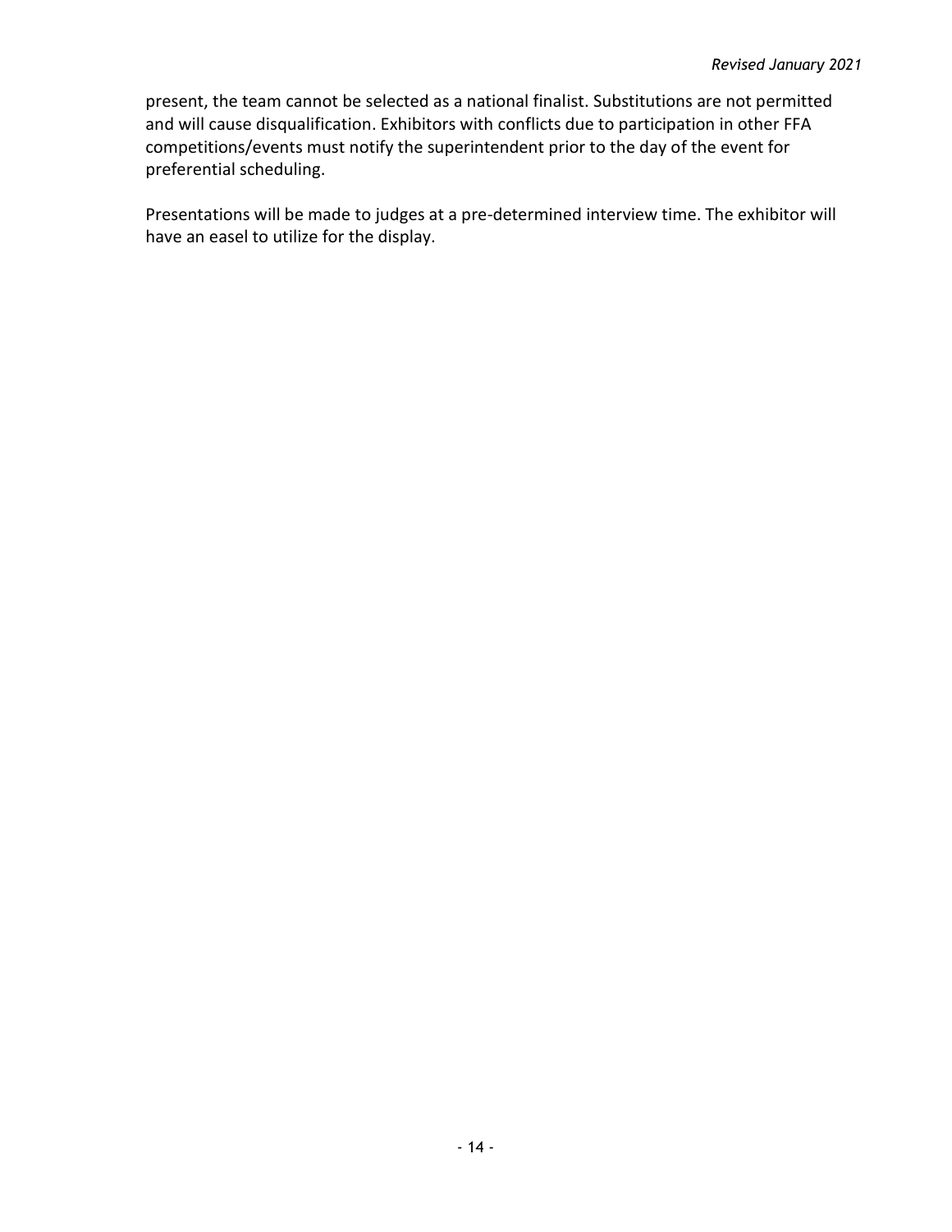present, the team cannot be selected as a national finalist. Substitutions are not permitted and will cause disqualification. Exhibitors with conflicts due to participation in other FFA competitions/events must notify the superintendent prior to the day of the event for preferential scheduling.

Presentations will be made to judges at a pre-determined interview time. The exhibitor will have an easel to utilize for the display.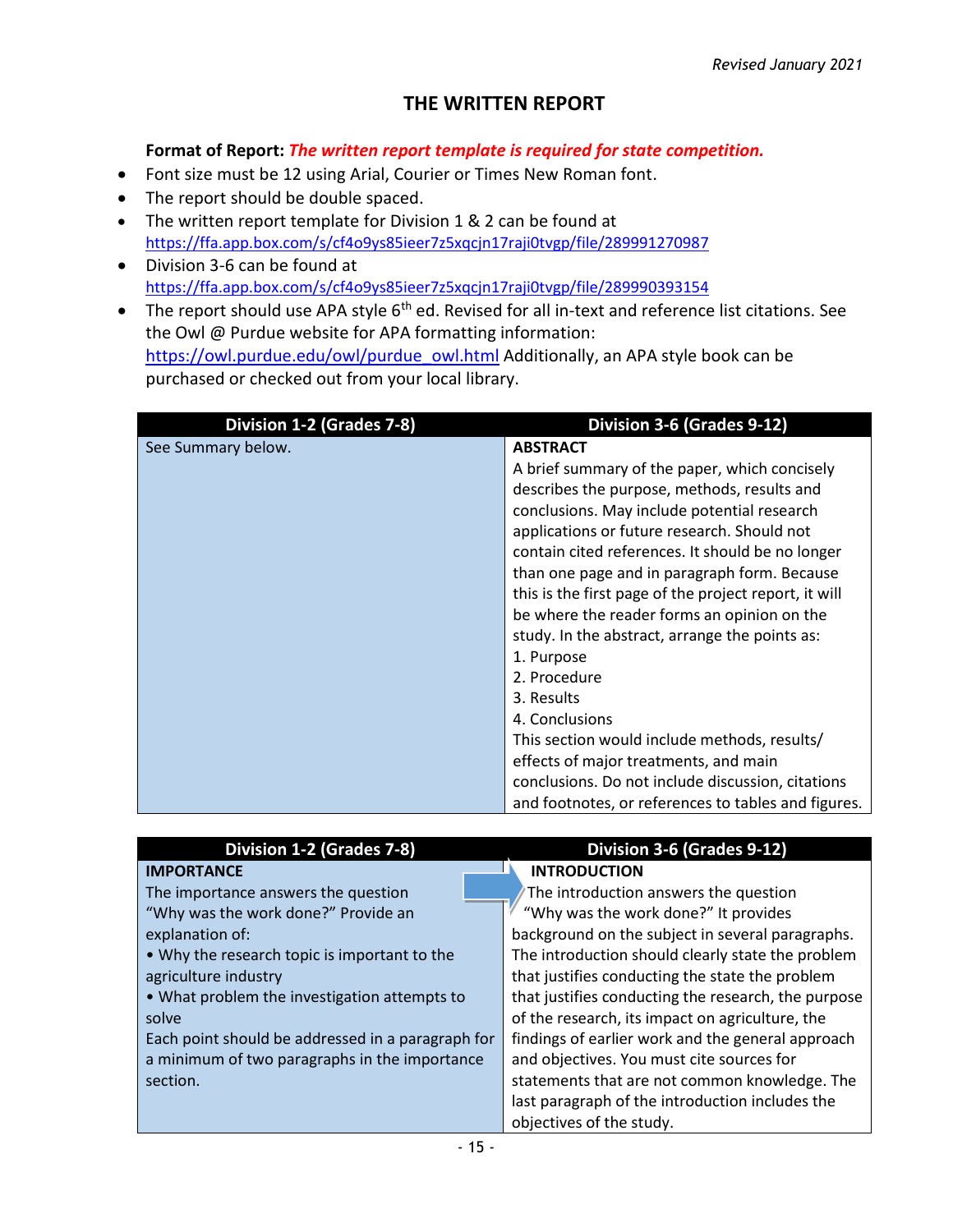*Revised January 2021*

# THE WRITTEN REPORT

**Format of Report:** ***The written report template is required for state competition.***

- Font size must be 12 using Arial, Courier or Times New Roman font.
- The report should be double spaced.
- The written report template for Division 1 & 2 can be found at https://ffa.app.box.com/s/cf4o9ys85ieer7z5xqcjn17raji0tvgp/file/289991270987
- Division 3-6 can be found at https://ffa.app.box.com/s/cf4o9ys85ieer7z5xqcjn17raji0tvgp/file/289990393154
- The report should use APA style 6th ed. Revised for all in-text and reference list citations. See the Owl @ Purdue website for APA formatting information: https://owl.purdue.edu/owl/purdue_owl.html Additionally, an APA style book can be purchased or checked out from your local library.

| Division 1-2 (Grades 7-8) | Division 3-6 (Grades 9-12) |
|---|---|
| See Summary below. | **ABSTRACT**<br>A brief summary of the paper, which concisely describes the purpose, methods, results and conclusions. May include potential research applications or future research. Should not contain cited references. It should be no longer than one page and in paragraph form. Because this is the first page of the project report, it will be where the reader forms an opinion on the study. In the abstract, arrange the points as:<br>1. Purpose<br>2. Procedure<br>3. Results<br>4. Conclusions<br>This section would include methods, results/ effects of major treatments, and main conclusions. Do not include discussion, citations and footnotes, or references to tables and figures. |

| Division 1-2 (Grades 7-8) | Division 3-6 (Grades 9-12) |
|---|---|
| **IMPORTANCE**<br>The importance answers the question "Why was the work done?" Provide an explanation of:<br>• Why the research topic is important to the agriculture industry<br>• What problem the investigation attempts to solve<br>Each point should be addressed in a paragraph for a minimum of two paragraphs in the importance section. | **INTRODUCTION**<br>The introduction answers the question "Why was the work done?" It provides background on the subject in several paragraphs. The introduction should clearly state the problem that justifies conducting the state the problem that justifies conducting the research, the purpose of the research, its impact on agriculture, the findings of earlier work and the general approach and objectives. You must cite sources for statements that are not common knowledge. The last paragraph of the introduction includes the objectives of the study. |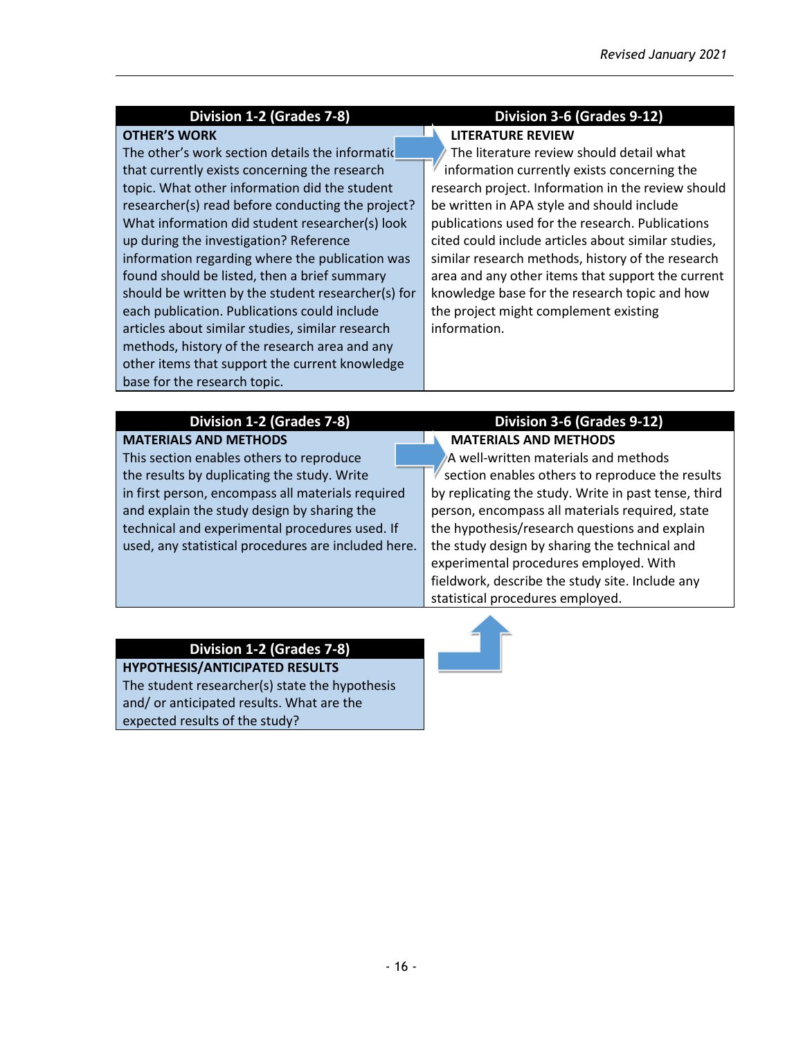| Division 1-2 (Grades 7-8) | Division 3-6 (Grades 9-12) |
| --- | --- |
| **OTHER'S WORK**<br>The other's work section details the information that currently exists concerning the research topic. What other information did the student researcher(s) read before conducting the project? What information did student researcher(s) look up during the investigation? Reference information regarding where the publication was found should be listed, then a brief summary should be written by the student researcher(s) for each publication. Publications could include articles about similar studies, similar research methods, history of the research area and any other items that support the current knowledge base for the research topic. | **LITERATURE REVIEW**<br>The literature review should detail what information currently exists concerning the research project. Information in the review should be written in APA style and should include publications used for the research. Publications cited could include articles about similar studies, similar research methods, history of the research area and any other items that support the current knowledge base for the research topic and how the project might complement existing information. |

| Division 1-2 (Grades 7-8) | Division 3-6 (Grades 9-12) |
| --- | --- |
| **MATERIALS AND METHODS**<br>This section enables others to reproduce the results by duplicating the study. Write in first person, encompass all materials required and explain the study design by sharing the technical and experimental procedures used. If used, any statistical procedures are included here. | **MATERIALS AND METHODS**<br>A well-written materials and methods section enables others to reproduce the results by replicating the study. Write in past tense, third person, encompass all materials required, state the hypothesis/research questions and explain the study design by sharing the technical and experimental procedures employed. With fieldwork, describe the study site. Include any statistical procedures employed. |

| Division 1-2 (Grades 7-8) |
| --- |
| **HYPOTHESIS/ANTICIPATED RESULTS**<br>The student researcher(s) state the hypothesis and/ or anticipated results. What are the expected results of the study? |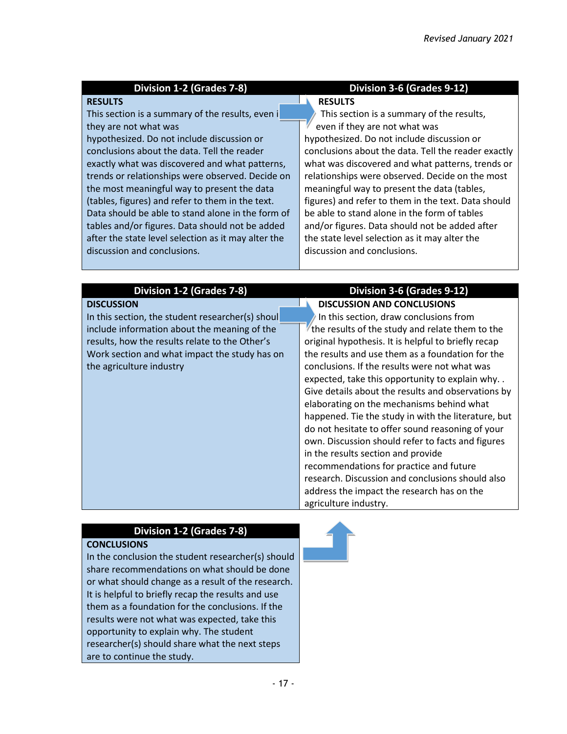| Division 1-2 (Grades 7-8) | Division 3-6 (Grades 9-12) |
| --- | --- |
| **RESULTS**<br>This section is a summary of the results, even if they are not what was hypothesized. Do not include discussion or conclusions about the data. Tell the reader exactly what was discovered and what patterns, trends or relationships were observed. Decide on the most meaningful way to present the data (tables, figures) and refer to them in the text. Data should be able to stand alone in the form of tables and/or figures. Data should not be added after the state level selection as it may alter the discussion and conclusions. | **RESULTS**<br>This section is a summary of the results, even if they are not what was hypothesized. Do not include discussion or conclusions about the data. Tell the reader exactly what was discovered and what patterns, trends or relationships were observed. Decide on the most meaningful way to present the data (tables, figures) and refer to them in the text. Data should be able to stand alone in the form of tables and/or figures. Data should not be added after the state level selection as it may alter the discussion and conclusions. |

| Division 1-2 (Grades 7-8) | Division 3-6 (Grades 9-12) |
| --- | --- |
| **DISCUSSION**<br>In this section, the student researcher(s) should include information about the meaning of the results, how the results relate to the Other's Work section and what impact the study has on the agriculture industry | **DISCUSSION AND CONCLUSIONS**<br>In this section, draw conclusions from the results of the study and relate them to the original hypothesis. It is helpful to briefly recap the results and use them as a foundation for the conclusions. If the results were not what was expected, take this opportunity to explain why. . Give details about the results and observations by elaborating on the mechanisms behind what happened. Tie the study in with the literature, but do not hesitate to offer sound reasoning of your own. Discussion should refer to facts and figures in the results section and provide recommendations for practice and future research. Discussion and conclusions should also address the impact the research has on the agriculture industry. |

| Division 1-2 (Grades 7-8) |
| --- |
| **CONCLUSIONS**<br>In the conclusion the student researcher(s) should share recommendations on what should be done or what should change as a result of the research. It is helpful to briefly recap the results and use them as a foundation for the conclusions. If the results were not what was expected, take this opportunity to explain why. The student researcher(s) should share what the next steps are to continue the study. |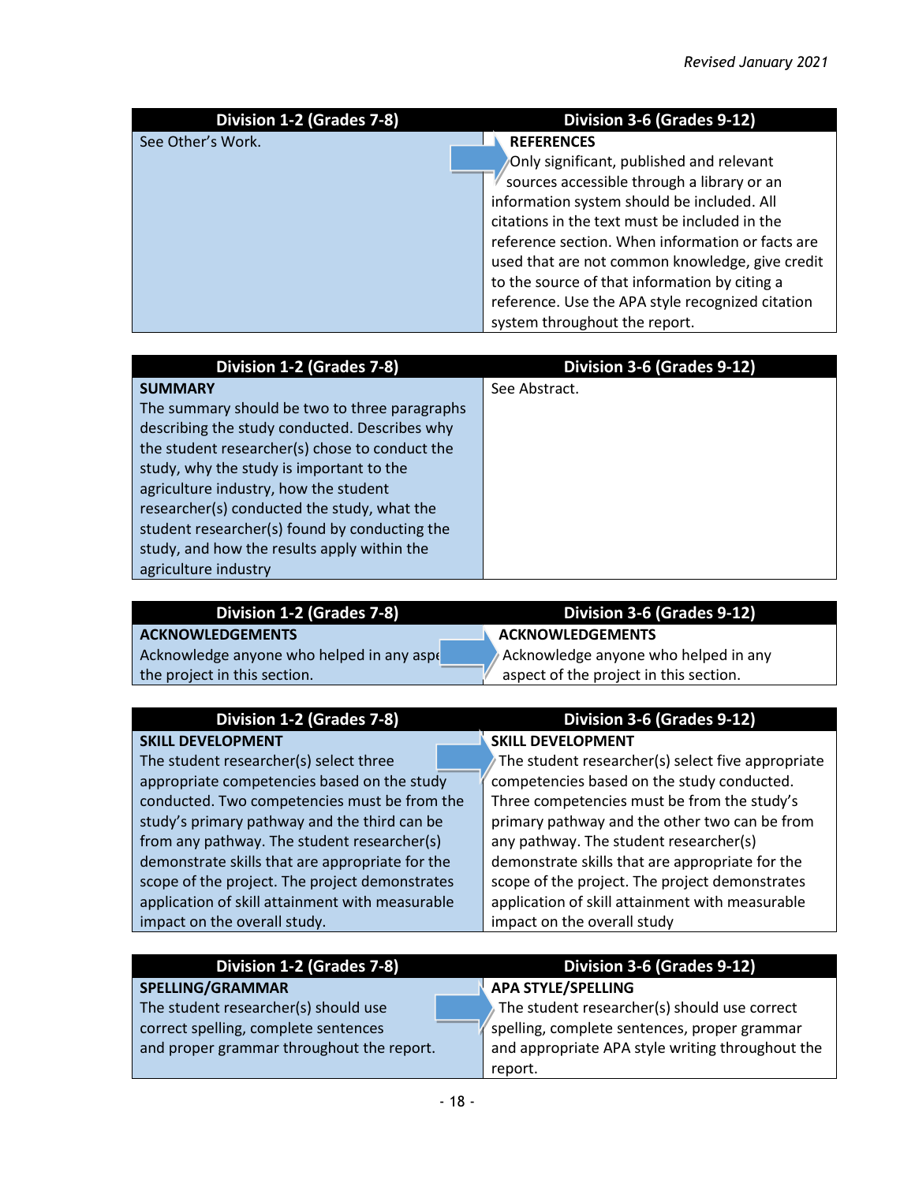| Division 1-2 (Grades 7-8) | Division 3-6 (Grades 9-12) |
|---|---|
| See Other's Work. | **REFERENCES**<br>Only significant, published and relevant sources accessible through a library or an information system should be included. All citations in the text must be included in the reference section. When information or facts are used that are not common knowledge, give credit to the source of that information by citing a reference. Use the APA style recognized citation system throughout the report. |

| Division 1-2 (Grades 7-8) | Division 3-6 (Grades 9-12) |
|---|---|
| **SUMMARY**<br>The summary should be two to three paragraphs describing the study conducted. Describes why the student researcher(s) chose to conduct the study, why the study is important to the agriculture industry, how the student researcher(s) conducted the study, what the student researcher(s) found by conducting the study, and how the results apply within the agriculture industry | See Abstract. |

| Division 1-2 (Grades 7-8) | Division 3-6 (Grades 9-12) |
|---|---|
| **ACKNOWLEDGEMENTS**<br>Acknowledge anyone who helped in any aspect of the project in this section. | **ACKNOWLEDGEMENTS**<br>Acknowledge anyone who helped in any aspect of the project in this section. |

| Division 1-2 (Grades 7-8) | Division 3-6 (Grades 9-12) |
|---|---|
| **SKILL DEVELOPMENT**<br>The student researcher(s) select three appropriate competencies based on the study conducted. Two competencies must be from the study's primary pathway and the third can be from any pathway. The student researcher(s) demonstrate skills that are appropriate for the scope of the project. The project demonstrates application of skill attainment with measurable impact on the overall study. | **SKILL DEVELOPMENT**<br>The student researcher(s) select five appropriate competencies based on the study conducted. Three competencies must be from the study's primary pathway and the other two can be from any pathway. The student researcher(s) demonstrate skills that are appropriate for the scope of the project. The project demonstrates application of skill attainment with measurable impact on the overall study |

| Division 1-2 (Grades 7-8) | Division 3-6 (Grades 9-12) |
|---|---|
| **SPELLING/GRAMMAR**<br>The student researcher(s) should use correct spelling, complete sentences and proper grammar throughout the report. | **APA STYLE/SPELLING**<br>The student researcher(s) should use correct spelling, complete sentences, proper grammar and appropriate APA style writing throughout the report. |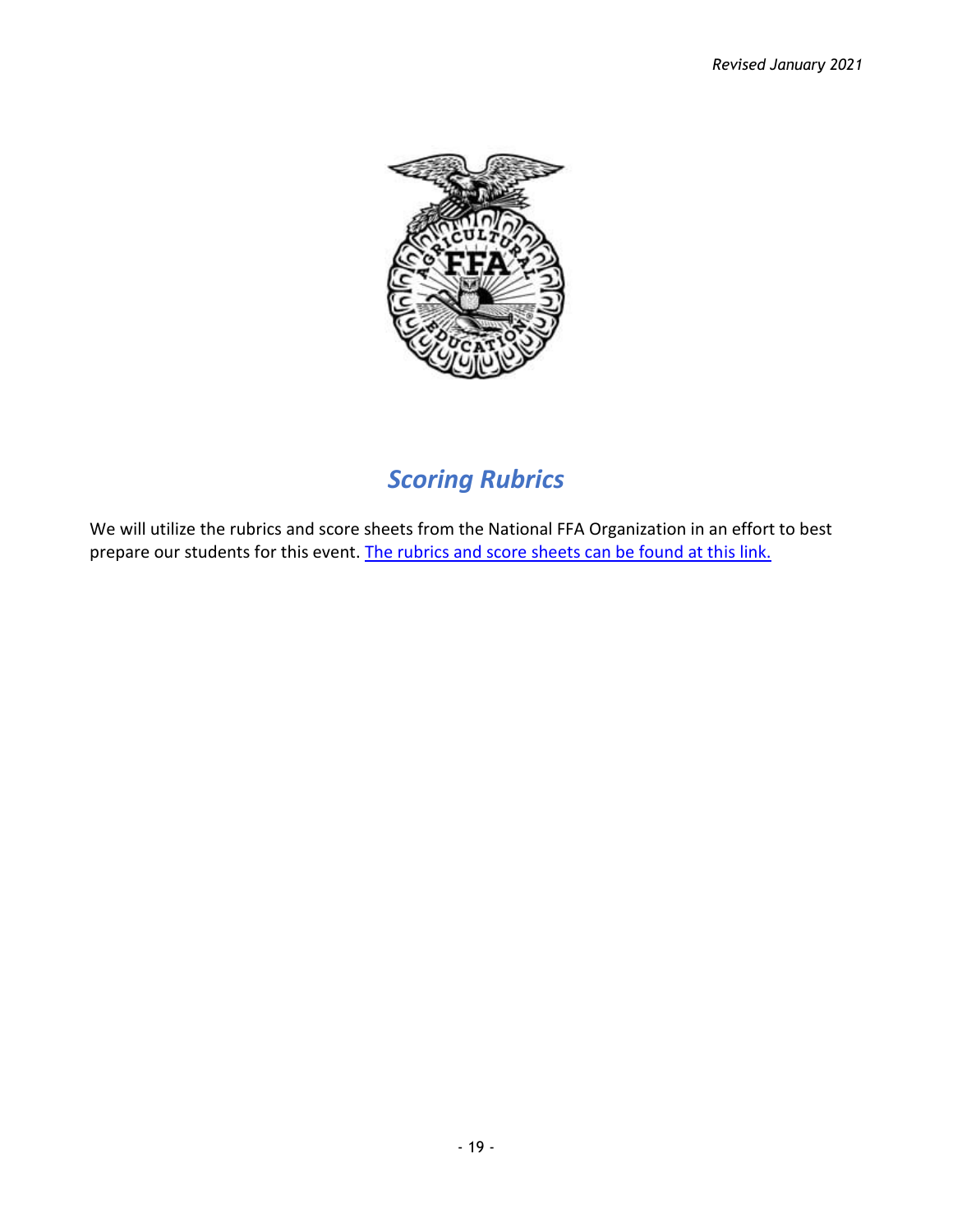# *Scoring Rubrics*

We will utilize the rubrics and score sheets from the National FFA Organization in an effort to best prepare our students for this event. The rubrics and score sheets can be found at this link.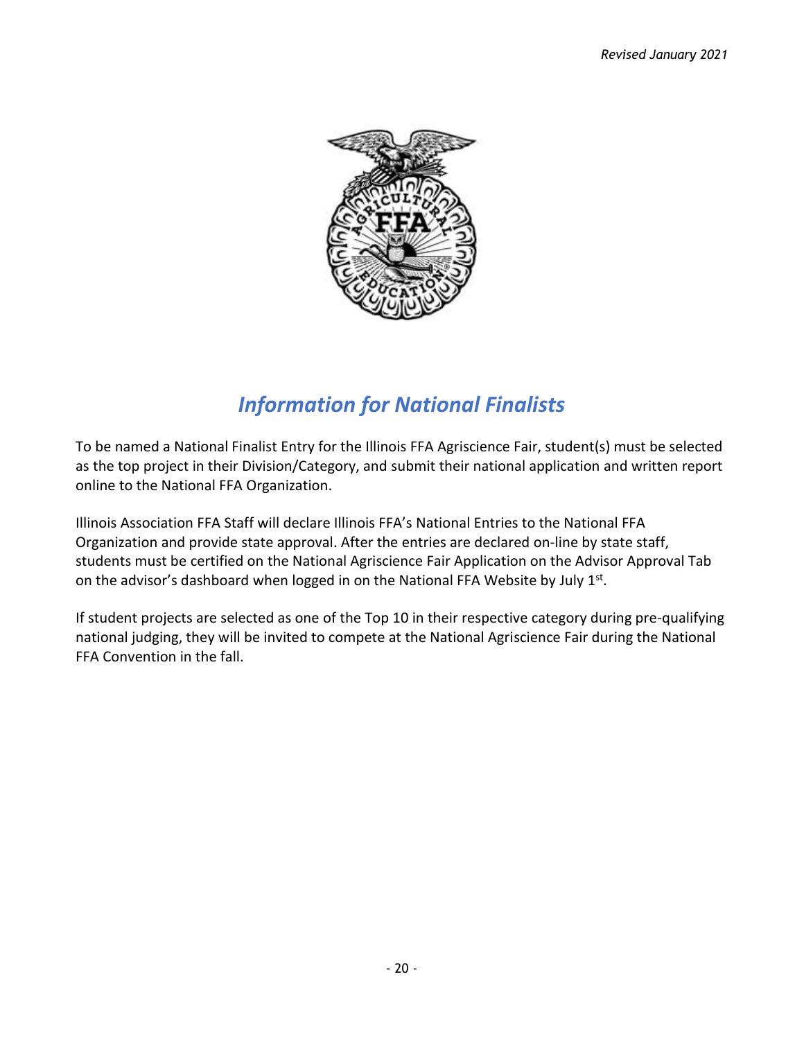# *Information for National Finalists*

To be named a National Finalist Entry for the Illinois FFA Agriscience Fair, student(s) must be selected as the top project in their Division/Category, and submit their national application and written report online to the National FFA Organization.

Illinois Association FFA Staff will declare Illinois FFA's National Entries to the National FFA Organization and provide state approval. After the entries are declared on-line by state staff, students must be certified on the National Agriscience Fair Application on the Advisor Approval Tab on the advisor's dashboard when logged in on the National FFA Website by July 1st.

If student projects are selected as one of the Top 10 in their respective category during pre-qualifying national judging, they will be invited to compete at the National Agriscience Fair during the National FFA Convention in the fall.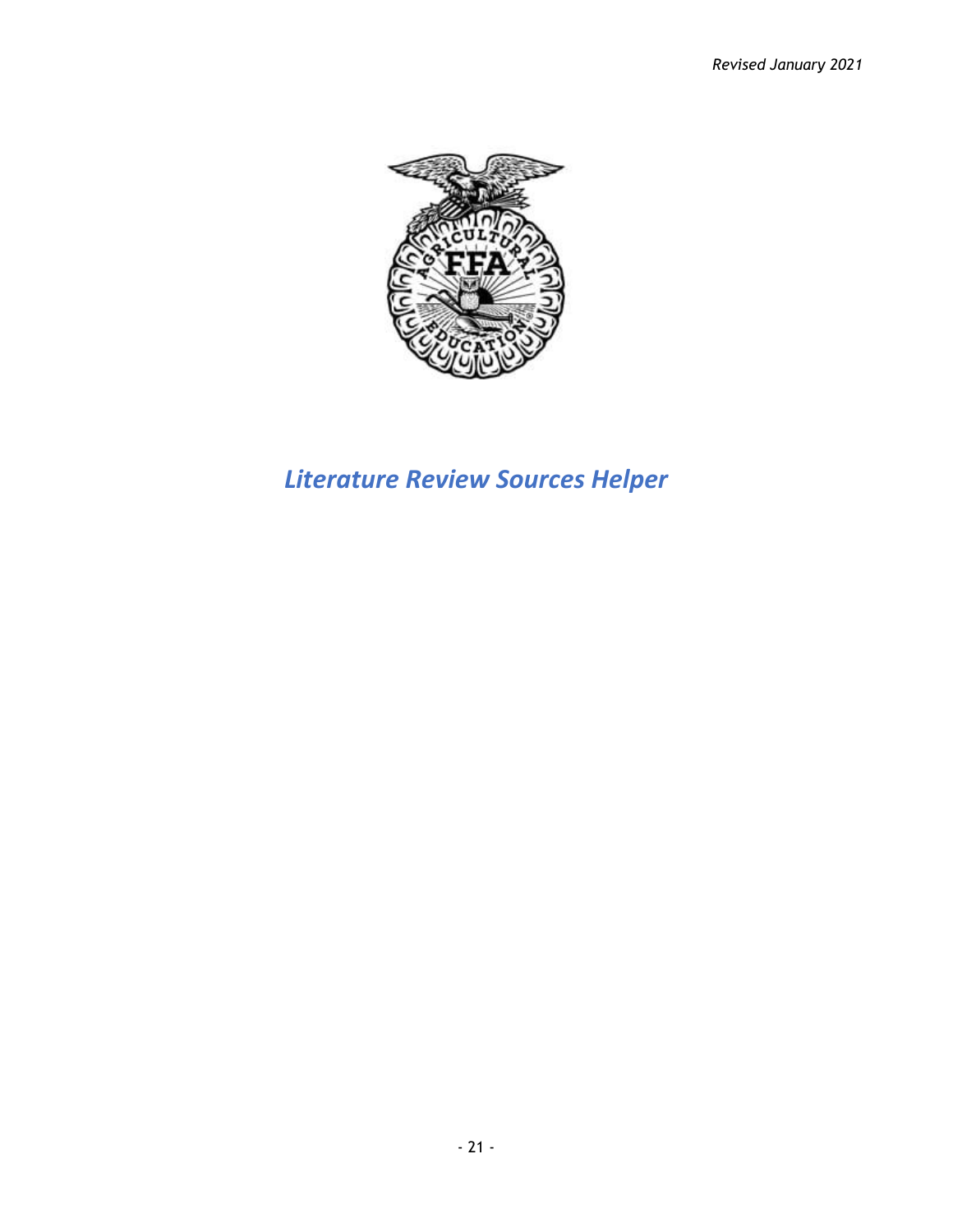*Revised January 2021*

# *Literature Review Sources Helper*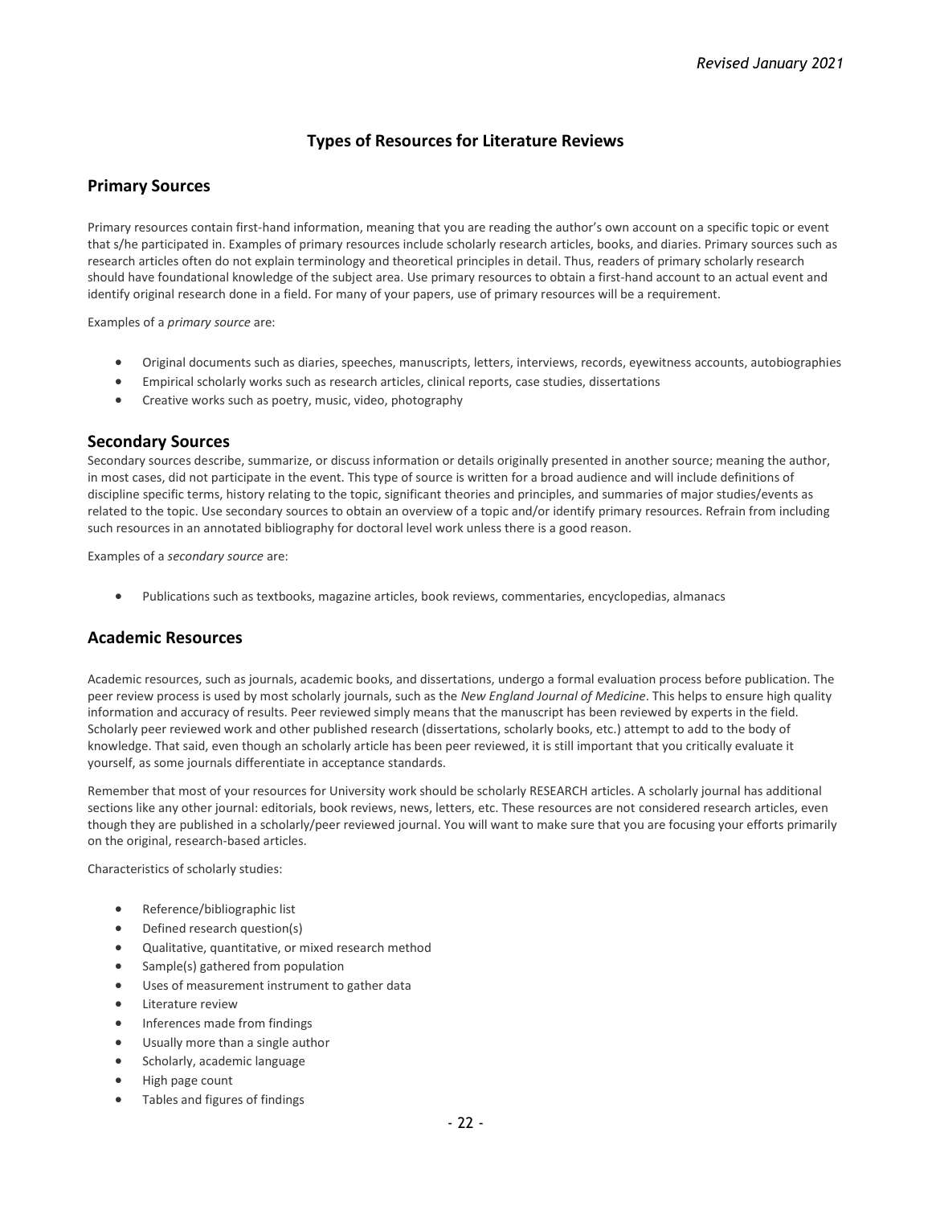# Types of Resources for Literature Reviews

## Primary Sources

Primary resources contain first-hand information, meaning that you are reading the author's own account on a specific topic or event that s/he participated in. Examples of primary resources include scholarly research articles, books, and diaries. Primary sources such as research articles often do not explain terminology and theoretical principles in detail. Thus, readers of primary scholarly research should have foundational knowledge of the subject area. Use primary resources to obtain a first-hand account to an actual event and identify original research done in a field. For many of your papers, use of primary resources will be a requirement.

Examples of a *primary source* are:

- Original documents such as diaries, speeches, manuscripts, letters, interviews, records, eyewitness accounts, autobiographies
- Empirical scholarly works such as research articles, clinical reports, case studies, dissertations
- Creative works such as poetry, music, video, photography

## Secondary Sources

Secondary sources describe, summarize, or discuss information or details originally presented in another source; meaning the author, in most cases, did not participate in the event. This type of source is written for a broad audience and will include definitions of discipline specific terms, history relating to the topic, significant theories and principles, and summaries of major studies/events as related to the topic. Use secondary sources to obtain an overview of a topic and/or identify primary resources. Refrain from including such resources in an annotated bibliography for doctoral level work unless there is a good reason.

Examples of a *secondary source* are:

- Publications such as textbooks, magazine articles, book reviews, commentaries, encyclopedias, almanacs

## Academic Resources

Academic resources, such as journals, academic books, and dissertations, undergo a formal evaluation process before publication. The peer review process is used by most scholarly journals, such as the *New England Journal of Medicine*. This helps to ensure high quality information and accuracy of results. Peer reviewed simply means that the manuscript has been reviewed by experts in the field. Scholarly peer reviewed work and other published research (dissertations, scholarly books, etc.) attempt to add to the body of knowledge. That said, even though an scholarly article has been peer reviewed, it is still important that you critically evaluate it yourself, as some journals differentiate in acceptance standards.

Remember that most of your resources for University work should be scholarly RESEARCH articles. A scholarly journal has additional sections like any other journal: editorials, book reviews, news, letters, etc. These resources are not considered research articles, even though they are published in a scholarly/peer reviewed journal. You will want to make sure that you are focusing your efforts primarily on the original, research-based articles.

Characteristics of scholarly studies:

- Reference/bibliographic list
- Defined research question(s)
- Qualitative, quantitative, or mixed research method
- Sample(s) gathered from population
- Uses of measurement instrument to gather data
- Literature review
- Inferences made from findings
- Usually more than a single author
- Scholarly, academic language
- High page count
- Tables and figures of findings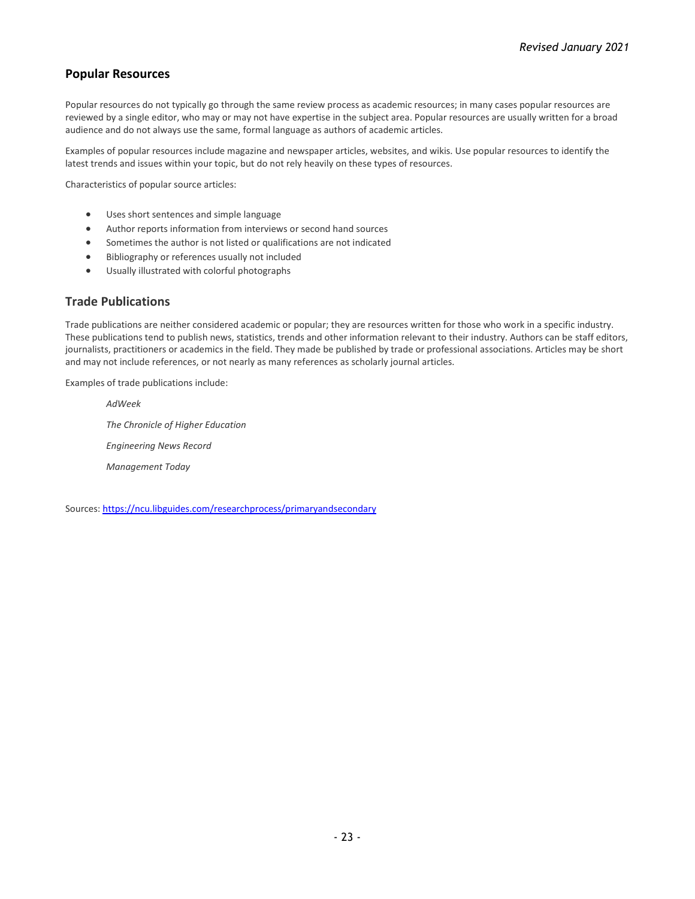## Popular Resources

Popular resources do not typically go through the same review process as academic resources; in many cases popular resources are reviewed by a single editor, who may or may not have expertise in the subject area. Popular resources are usually written for a broad audience and do not always use the same, formal language as authors of academic articles.

Examples of popular resources include magazine and newspaper articles, websites, and wikis. Use popular resources to identify the latest trends and issues within your topic, but do not rely heavily on these types of resources.

Characteristics of popular source articles:

- Uses short sentences and simple language
- Author reports information from interviews or second hand sources
- Sometimes the author is not listed or qualifications are not indicated
- Bibliography or references usually not included
- Usually illustrated with colorful photographs

## Trade Publications

Trade publications are neither considered academic or popular; they are resources written for those who work in a specific industry. These publications tend to publish news, statistics, trends and other information relevant to their industry. Authors can be staff editors, journalists, practitioners or academics in the field. They made be published by trade or professional associations. Articles may be short and may not include references, or not nearly as many references as scholarly journal articles.

Examples of trade publications include:

*AdWeek*

*The Chronicle of Higher Education*

*Engineering News Record*

*Management Today*

Sources: https://ncu.libguides.com/researchprocess/primaryandsecondary